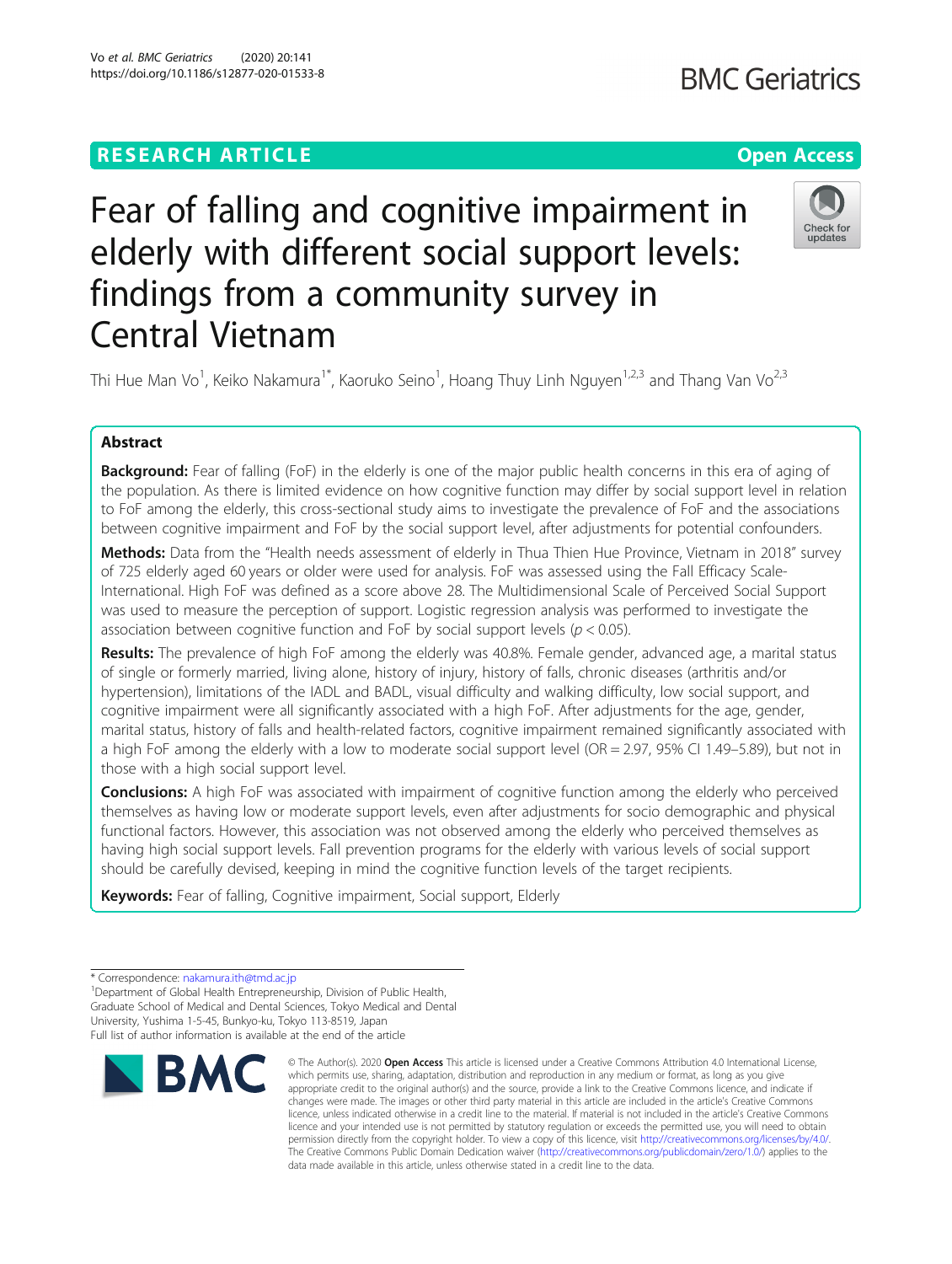RESEARCH ARTICLE

Open Access

# Fear of falling and cognitive impairment in elderly with different social support levels: findings from a community survey in Central Vietnam

Thi Hue Man Vo[1], Keiko Nakamura[1*], Kaoruko Seino[1], Hoang Thuy Linh Nguyen[1,2,3] and Thang Van Vo[2,3]

## Abstract

**Background:** Fear of falling (FoF) in the elderly is one of the major public health concerns in this era of aging of the population. As there is limited evidence on how cognitive function may differ by social support level in relation to FoF among the elderly, this cross-sectional study aims to investigate the prevalence of FoF and the associations between cognitive impairment and FoF by the social support level, after adjustments for potential confounders.

**Methods:** Data from the "Health needs assessment of elderly in Thua Thien Hue Province, Vietnam in 2018" survey of 725 elderly aged 60 years or older were used for analysis. FoF was assessed using the Fall Efficacy Scale-International. High FoF was defined as a score above 28. The Multidimensional Scale of Perceived Social Support was used to measure the perception of support. Logistic regression analysis was performed to investigate the association between cognitive function and FoF by social support levels ($p < 0.05$).

**Results:** The prevalence of high FoF among the elderly was 40.8%. Female gender, advanced age, a marital status of single or formerly married, living alone, history of injury, history of falls, chronic diseases (arthritis and/or hypertension), limitations of the IADL and BADL, visual difficulty and walking difficulty, low social support, and cognitive impairment were all significantly associated with a high FoF. After adjustments for the age, gender, marital status, history of falls and health-related factors, cognitive impairment remained significantly associated with a high FoF among the elderly with a low to moderate social support level (OR = 2.97, 95% CI 1.49–5.89), but not in those with a high social support level.

**Conclusions:** A high FoF was associated with impairment of cognitive function among the elderly who perceived themselves as having low or moderate support levels, even after adjustments for socio demographic and physical functional factors. However, this association was not observed among the elderly who perceived themselves as having high social support levels. Fall prevention programs for the elderly with various levels of social support should be carefully devised, keeping in mind the cognitive function levels of the target recipients.

**Keywords:** Fear of falling, Cognitive impairment, Social support, Elderly

---

\* Correspondence: nakamura.ith@tmd.ac.jp

[1]Department of Global Health Entrepreneurship, Division of Public Health, Graduate School of Medical and Dental Sciences, Tokyo Medical and Dental University, Yushima 1-5-45, Bunkyo-ku, Tokyo 113-8519, Japan

Full list of author information is available at the end of the article

© The Author(s). 2020 **Open Access** This article is licensed under a Creative Commons Attribution 4.0 International License, which permits use, sharing, adaptation, distribution and reproduction in any medium or format, as long as you give appropriate credit to the original author(s) and the source, provide a link to the Creative Commons licence, and indicate if changes were made. The images or other third party material in this article are included in the article's Creative Commons licence, unless indicated otherwise in a credit line to the material. If material is not included in the article's Creative Commons licence and your intended use is not permitted by statutory regulation or exceeds the permitted use, you will need to obtain permission directly from the copyright holder. To view a copy of this licence, visit http://creativecommons.org/licenses/by/4.0/. The Creative Commons Public Domain Dedication waiver (http://creativecommons.org/publicdomain/zero/1.0/) applies to the data made available in this article, unless otherwise stated in a credit line to the data.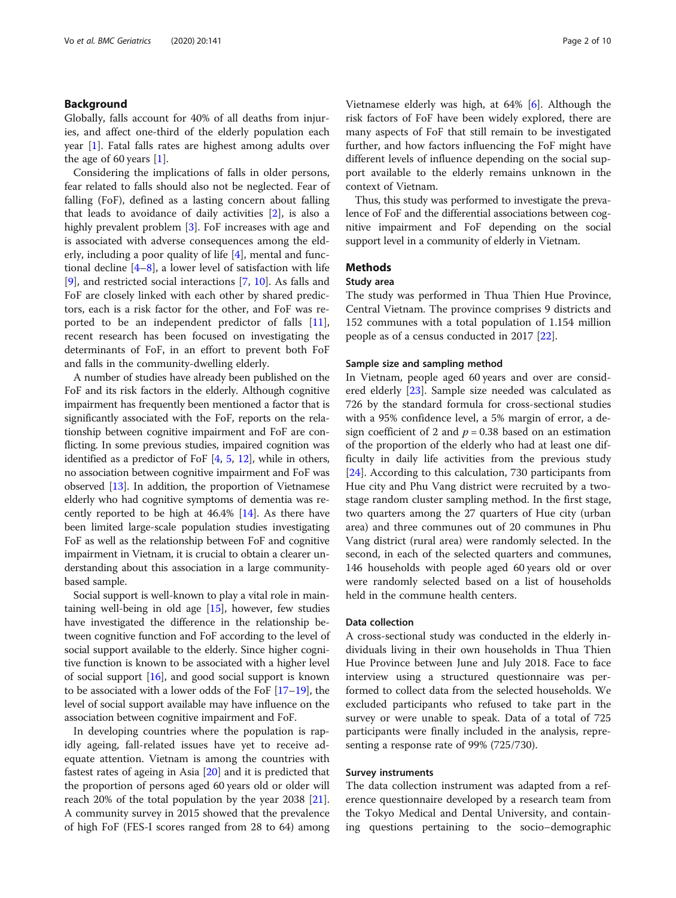## Background

Globally, falls account for 40% of all deaths from injuries, and affect one-third of the elderly population each year [1]. Fatal falls rates are highest among adults over the age of 60 years [1].

Considering the implications of falls in older persons, fear related to falls should also not be neglected. Fear of falling (FoF), defined as a lasting concern about falling that leads to avoidance of daily activities [2], is also a highly prevalent problem [3]. FoF increases with age and is associated with adverse consequences among the elderly, including a poor quality of life [4], mental and functional decline [4–8], a lower level of satisfaction with life [9], and restricted social interactions [7, 10]. As falls and FoF are closely linked with each other by shared predictors, each is a risk factor for the other, and FoF was reported to be an independent predictor of falls [11], recent research has been focused on investigating the determinants of FoF, in an effort to prevent both FoF and falls in the community-dwelling elderly.

A number of studies have already been published on the FoF and its risk factors in the elderly. Although cognitive impairment has frequently been mentioned a factor that is significantly associated with the FoF, reports on the relationship between cognitive impairment and FoF are conflicting. In some previous studies, impaired cognition was identified as a predictor of FoF [4, 5, 12], while in others, no association between cognitive impairment and FoF was observed [13]. In addition, the proportion of Vietnamese elderly who had cognitive symptoms of dementia was recently reported to be high at 46.4% [14]. As there have been limited large-scale population studies investigating FoF as well as the relationship between FoF and cognitive impairment in Vietnam, it is crucial to obtain a clearer understanding about this association in a large community-based sample.

Social support is well-known to play a vital role in maintaining well-being in old age [15], however, few studies have investigated the difference in the relationship between cognitive function and FoF according to the level of social support available to the elderly. Since higher cognitive function is known to be associated with a higher level of social support [16], and good social support is known to be associated with a lower odds of the FoF [17–19], the level of social support available may have influence on the association between cognitive impairment and FoF.

In developing countries where the population is rapidly ageing, fall-related issues have yet to receive adequate attention. Vietnam is among the countries with fastest rates of ageing in Asia [20] and it is predicted that the proportion of persons aged 60 years old or older will reach 20% of the total population by the year 2038 [21]. A community survey in 2015 showed that the prevalence of high FoF (FES-I scores ranged from 28 to 64) among Vietnamese elderly was high, at 64% [6]. Although the risk factors of FoF have been widely explored, there are many aspects of FoF that still remain to be investigated further, and how factors influencing the FoF might have different levels of influence depending on the social support available to the elderly remains unknown in the context of Vietnam.

Thus, this study was performed to investigate the prevalence of FoF and the differential associations between cognitive impairment and FoF depending on the social support level in a community of elderly in Vietnam.

## Methods

### Study area

The study was performed in Thua Thien Hue Province, Central Vietnam. The province comprises 9 districts and 152 communes with a total population of 1.154 million people as of a census conducted in 2017 [22].

### Sample size and sampling method

In Vietnam, people aged 60 years and over are considered elderly [23]. Sample size needed was calculated as 726 by the standard formula for cross-sectional studies with a 95% confidence level, a 5% margin of error, a design coefficient of 2 and $p = 0.38$ based on an estimation of the proportion of the elderly who had at least one difficulty in daily life activities from the previous study [24]. According to this calculation, 730 participants from Hue city and Phu Vang district were recruited by a two-stage random cluster sampling method. In the first stage, two quarters among the 27 quarters of Hue city (urban area) and three communes out of 20 communes in Phu Vang district (rural area) were randomly selected. In the second, in each of the selected quarters and communes, 146 households with people aged 60 years old or over were randomly selected based on a list of households held in the commune health centers.

### Data collection

A cross-sectional study was conducted in the elderly individuals living in their own households in Thua Thien Hue Province between June and July 2018. Face to face interview using a structured questionnaire was performed to collect data from the selected households. We excluded participants who refused to take part in the survey or were unable to speak. Data of a total of 725 participants were finally included in the analysis, representing a response rate of 99% (725/730).

### Survey instruments

The data collection instrument was adapted from a reference questionnaire developed by a research team from the Tokyo Medical and Dental University, and containing questions pertaining to the socio–demographic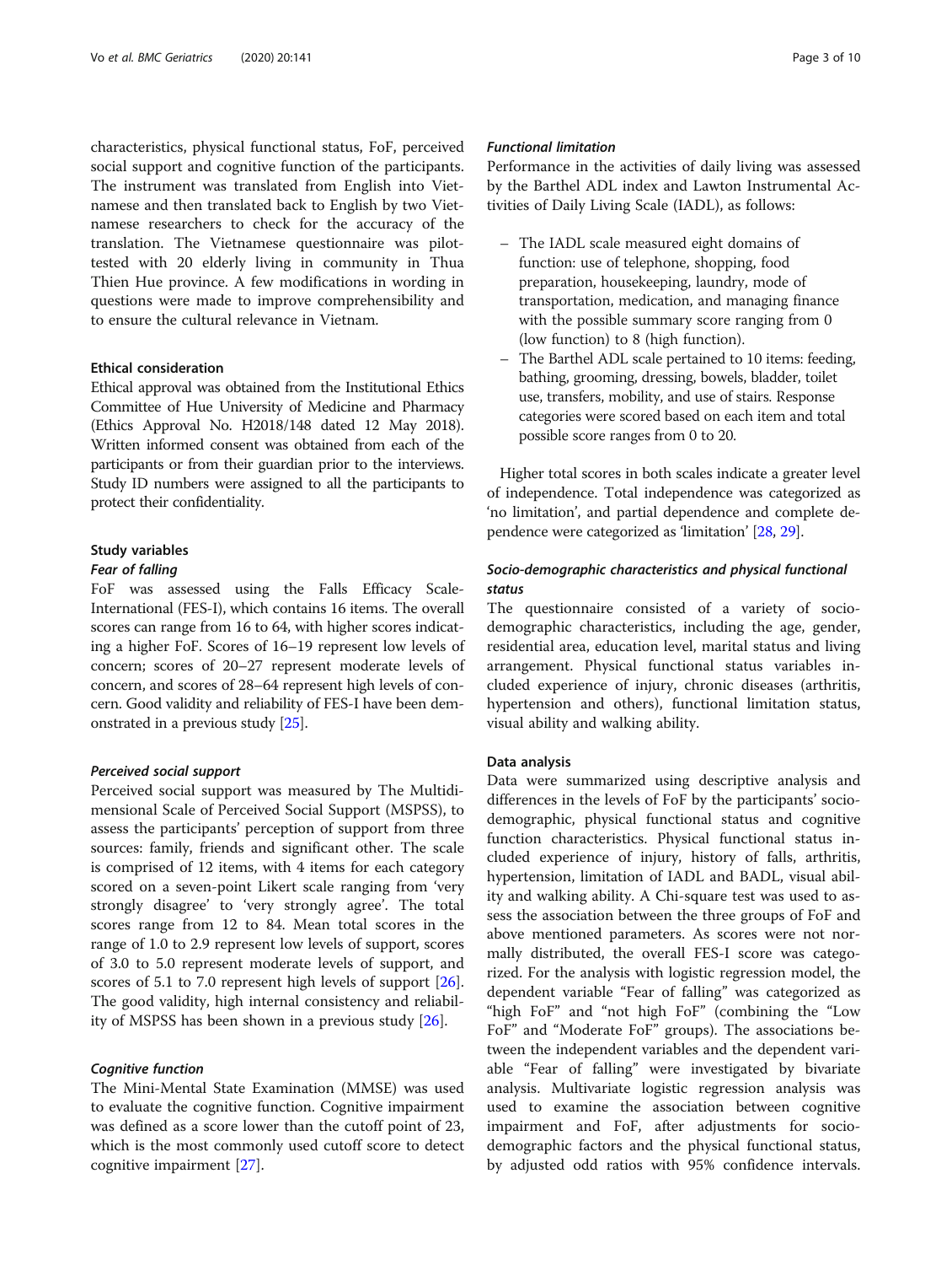characteristics, physical functional status, FoF, perceived social support and cognitive function of the participants. The instrument was translated from English into Vietnamese and then translated back to English by two Vietnamese researchers to check for the accuracy of the translation. The Vietnamese questionnaire was pilot-tested with 20 elderly living in community in Thua Thien Hue province. A few modifications in wording in questions were made to improve comprehensibility and to ensure the cultural relevance in Vietnam.

### Ethical consideration

Ethical approval was obtained from the Institutional Ethics Committee of Hue University of Medicine and Pharmacy (Ethics Approval No. H2018/148 dated 12 May 2018). Written informed consent was obtained from each of the participants or from their guardian prior to the interviews. Study ID numbers were assigned to all the participants to protect their confidentiality.

### Study variables

#### *Fear of falling*

FoF was assessed using the Falls Efficacy Scale-International (FES-I), which contains 16 items. The overall scores can range from 16 to 64, with higher scores indicating a higher FoF. Scores of 16–19 represent low levels of concern; scores of 20–27 represent moderate levels of concern, and scores of 28–64 represent high levels of concern. Good validity and reliability of FES-I have been demonstrated in a previous study [25].

#### *Perceived social support*

Perceived social support was measured by The Multidimensional Scale of Perceived Social Support (MSPSS), to assess the participants' perception of support from three sources: family, friends and significant other. The scale is comprised of 12 items, with 4 items for each category scored on a seven-point Likert scale ranging from 'very strongly disagree' to 'very strongly agree'. The total scores range from 12 to 84. Mean total scores in the range of 1.0 to 2.9 represent low levels of support, scores of 3.0 to 5.0 represent moderate levels of support, and scores of 5.1 to 7.0 represent high levels of support [26]. The good validity, high internal consistency and reliability of MSPSS has been shown in a previous study [26].

#### *Cognitive function*

The Mini-Mental State Examination (MMSE) was used to evaluate the cognitive function. Cognitive impairment was defined as a score lower than the cutoff point of 23, which is the most commonly used cutoff score to detect cognitive impairment [27].

#### *Functional limitation*

Performance in the activities of daily living was assessed by the Barthel ADL index and Lawton Instrumental Activities of Daily Living Scale (IADL), as follows:

- The IADL scale measured eight domains of function: use of telephone, shopping, food preparation, housekeeping, laundry, mode of transportation, medication, and managing finance with the possible summary score ranging from 0 (low function) to 8 (high function).
- The Barthel ADL scale pertained to 10 items: feeding, bathing, grooming, dressing, bowels, bladder, toilet use, transfers, mobility, and use of stairs. Response categories were scored based on each item and total possible score ranges from 0 to 20.

Higher total scores in both scales indicate a greater level of independence. Total independence was categorized as 'no limitation', and partial dependence and complete dependence were categorized as 'limitation' [28, 29].

#### *Socio-demographic characteristics and physical functional status*

The questionnaire consisted of a variety of socio-demographic characteristics, including the age, gender, residential area, education level, marital status and living arrangement. Physical functional status variables included experience of injury, chronic diseases (arthritis, hypertension and others), functional limitation status, visual ability and walking ability.

### Data analysis

Data were summarized using descriptive analysis and differences in the levels of FoF by the participants' socio-demographic, physical functional status and cognitive function characteristics. Physical functional status included experience of injury, history of falls, arthritis, hypertension, limitation of IADL and BADL, visual ability and walking ability. A Chi-square test was used to assess the association between the three groups of FoF and above mentioned parameters. As scores were not normally distributed, the overall FES-I score was categorized. For the analysis with logistic regression model, the dependent variable "Fear of falling" was categorized as "high FoF" and "not high FoF" (combining the "Low FoF" and "Moderate FoF" groups). The associations between the independent variables and the dependent variable "Fear of falling" were investigated by bivariate analysis. Multivariate logistic regression analysis was used to examine the association between cognitive impairment and FoF, after adjustments for socio-demographic factors and the physical functional status, by adjusted odd ratios with 95% confidence intervals.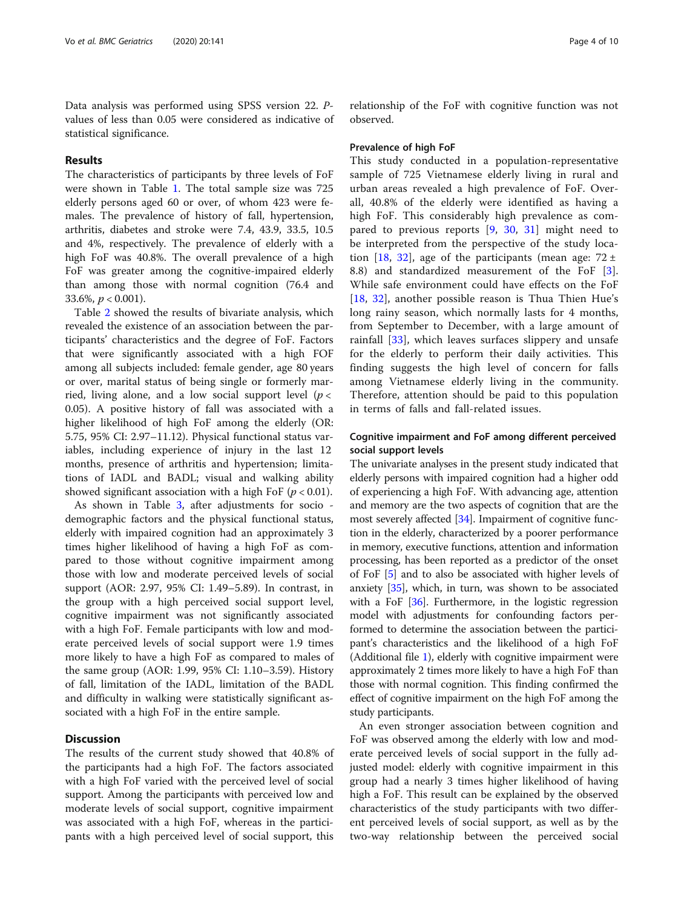Data analysis was performed using SPSS version 22. P-values of less than 0.05 were considered as indicative of statistical significance.

## Results

The characteristics of participants by three levels of FoF were shown in Table 1. The total sample size was 725 elderly persons aged 60 or over, of whom 423 were females. The prevalence of history of fall, hypertension, arthritis, diabetes and stroke were 7.4, 43.9, 33.5, 10.5 and 4%, respectively. The prevalence of elderly with a high FoF was 40.8%. The overall prevalence of a high FoF was greater among the cognitive-impaired elderly than among those with normal cognition (76.4 and 33.6%, $p < 0.001$).

Table 2 showed the results of bivariate analysis, which revealed the existence of an association between the participants' characteristics and the degree of FoF. Factors that were significantly associated with a high FOF among all subjects included: female gender, age 80 years or over, marital status of being single or formerly married, living alone, and a low social support level ($p < 0.05$). A positive history of fall was associated with a higher likelihood of high FoF among the elderly (OR: 5.75, 95% CI: 2.97–11.12). Physical functional status variables, including experience of injury in the last 12 months, presence of arthritis and hypertension; limitations of IADL and BADL; visual and walking ability showed significant association with a high FoF ($p < 0.01$).

As shown in Table 3, after adjustments for socio - demographic factors and the physical functional status, elderly with impaired cognition had an approximately 3 times higher likelihood of having a high FoF as compared to those without cognitive impairment among those with low and moderate perceived levels of social support (AOR: 2.97, 95% CI: 1.49–5.89). In contrast, in the group with a high perceived social support level, cognitive impairment was not significantly associated with a high FoF. Female participants with low and moderate perceived levels of social support were 1.9 times more likely to have a high FoF as compared to males of the same group (AOR: 1.99, 95% CI: 1.10–3.59). History of fall, limitation of the IADL, limitation of the BADL and difficulty in walking were statistically significant associated with a high FoF in the entire sample.

## Discussion

The results of the current study showed that 40.8% of the participants had a high FoF. The factors associated with a high FoF varied with the perceived level of social support. Among the participants with perceived low and moderate levels of social support, cognitive impairment was associated with a high FoF, whereas in the participants with a high perceived level of social support, this relationship of the FoF with cognitive function was not observed.

### Prevalence of high FoF

This study conducted in a population-representative sample of 725 Vietnamese elderly living in rural and urban areas revealed a high prevalence of FoF. Overall, 40.8% of the elderly were identified as having a high FoF. This considerably high prevalence as compared to previous reports [9, 30, 31] might need to be interpreted from the perspective of the study location [18, 32], age of the participants (mean age: 72 ± 8.8) and standardized measurement of the FoF [3]. While safe environment could have effects on the FoF [18, 32], another possible reason is Thua Thien Hue's long rainy season, which normally lasts for 4 months, from September to December, with a large amount of rainfall [33], which leaves surfaces slippery and unsafe for the elderly to perform their daily activities. This finding suggests the high level of concern for falls among Vietnamese elderly living in the community. Therefore, attention should be paid to this population in terms of falls and fall-related issues.

### Cognitive impairment and FoF among different perceived social support levels

The univariate analyses in the present study indicated that elderly persons with impaired cognition had a higher odd of experiencing a high FoF. With advancing age, attention and memory are the two aspects of cognition that are the most severely affected [34]. Impairment of cognitive function in the elderly, characterized by a poorer performance in memory, executive functions, attention and information processing, has been reported as a predictor of the onset of FoF [5] and to also be associated with higher levels of anxiety [35], which, in turn, was shown to be associated with a FoF [36]. Furthermore, in the logistic regression model with adjustments for confounding factors performed to determine the association between the participant's characteristics and the likelihood of a high FoF (Additional file 1), elderly with cognitive impairment were approximately 2 times more likely to have a high FoF than those with normal cognition. This finding confirmed the effect of cognitive impairment on the high FoF among the study participants.

An even stronger association between cognition and FoF was observed among the elderly with low and moderate perceived levels of social support in the fully adjusted model: elderly with cognitive impairment in this group had a nearly 3 times higher likelihood of having high a FoF. This result can be explained by the observed characteristics of the study participants with two different perceived levels of social support, as well as by the two-way relationship between the perceived social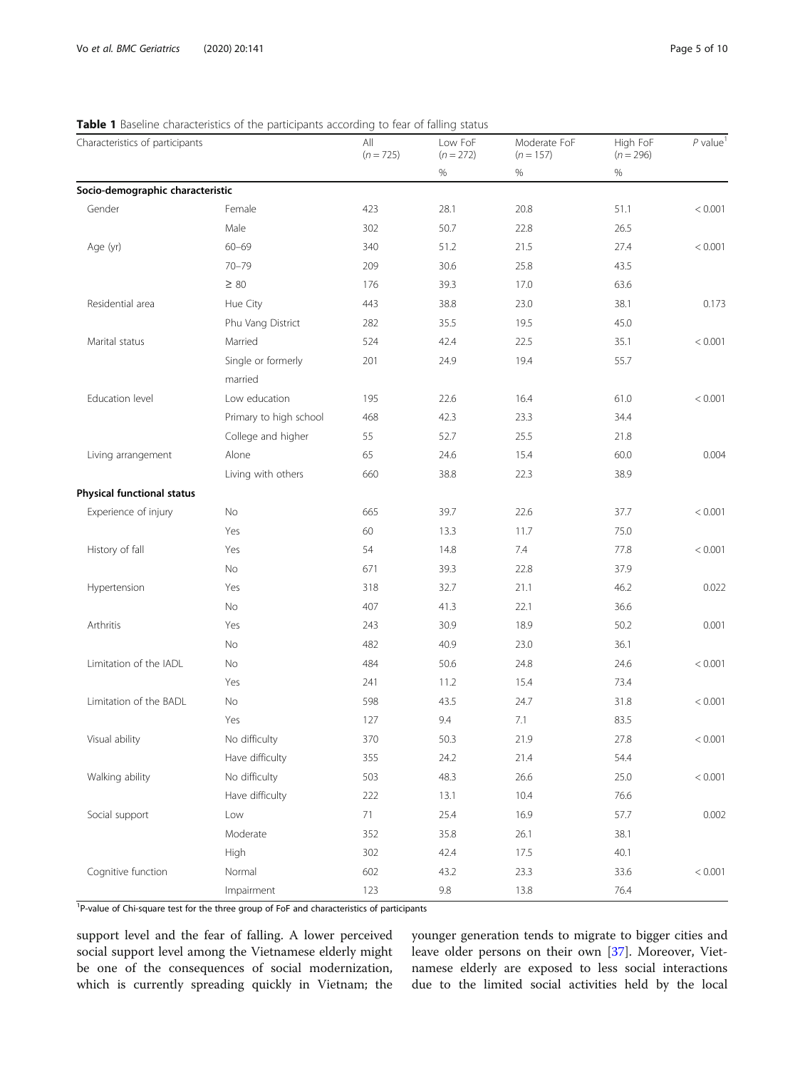**Table 1** Baseline characteristics of the participants according to fear of falling status

| Characteristics of participants | | All ($n = 725$) | Low FoF ($n = 272$) | Moderate FoF ($n = 157$) | High FoF ($n = 296$) | *P* value[1] |
|---|---|---|---|---|---|---|
| | | | % | % | % | |
| **Socio-demographic characteristic** | | | | | | |
| Gender | Female | 423 | 28.1 | 20.8 | 51.1 | < 0.001 |
| | Male | 302 | 50.7 | 22.8 | 26.5 | |
| Age (yr) | 60–69 | 340 | 51.2 | 21.5 | 27.4 | < 0.001 |
| | 70–79 | 209 | 30.6 | 25.8 | 43.5 | |
| | ≥ 80 | 176 | 39.3 | 17.0 | 63.6 | |
| Residential area | Hue City | 443 | 38.8 | 23.0 | 38.1 | 0.173 |
| | Phu Vang District | 282 | 35.5 | 19.5 | 45.0 | |
| Marital status | Married | 524 | 42.4 | 22.5 | 35.1 | < 0.001 |
| | Single or formerly married | 201 | 24.9 | 19.4 | 55.7 | |
| Education level | Low education | 195 | 22.6 | 16.4 | 61.0 | < 0.001 |
| | Primary to high school | 468 | 42.3 | 23.3 | 34.4 | |
| | College and higher | 55 | 52.7 | 25.5 | 21.8 | |
| Living arrangement | Alone | 65 | 24.6 | 15.4 | 60.0 | 0.004 |
| | Living with others | 660 | 38.8 | 22.3 | 38.9 | |
| **Physical functional status** | | | | | | |
| Experience of injury | No | 665 | 39.7 | 22.6 | 37.7 | < 0.001 |
| | Yes | 60 | 13.3 | 11.7 | 75.0 | |
| History of fall | Yes | 54 | 14.8 | 7.4 | 77.8 | < 0.001 |
| | No | 671 | 39.3 | 22.8 | 37.9 | |
| Hypertension | Yes | 318 | 32.7 | 21.1 | 46.2 | 0.022 |
| | No | 407 | 41.3 | 22.1 | 36.6 | |
| Arthritis | Yes | 243 | 30.9 | 18.9 | 50.2 | 0.001 |
| | No | 482 | 40.9 | 23.0 | 36.1 | |
| Limitation of the IADL | No | 484 | 50.6 | 24.8 | 24.6 | < 0.001 |
| | Yes | 241 | 11.2 | 15.4 | 73.4 | |
| Limitation of the BADL | No | 598 | 43.5 | 24.7 | 31.8 | < 0.001 |
| | Yes | 127 | 9.4 | 7.1 | 83.5 | |
| Visual ability | No difficulty | 370 | 50.3 | 21.9 | 27.8 | < 0.001 |
| | Have difficulty | 355 | 24.2 | 21.4 | 54.4 | |
| Walking ability | No difficulty | 503 | 48.3 | 26.6 | 25.0 | < 0.001 |
| | Have difficulty | 222 | 13.1 | 10.4 | 76.6 | |
| Social support | Low | 71 | 25.4 | 16.9 | 57.7 | 0.002 |
| | Moderate | 352 | 35.8 | 26.1 | 38.1 | |
| | High | 302 | 42.4 | 17.5 | 40.1 | |
| Cognitive function | Normal | 602 | 43.2 | 23.3 | 33.6 | < 0.001 |
| | Impairment | 123 | 9.8 | 13.8 | 76.4 | |

[1]P-value of Chi-square test for the three group of FoF and characteristics of participants

support level and the fear of falling. A lower perceived social support level among the Vietnamese elderly might be one of the consequences of social modernization, which is currently spreading quickly in Vietnam; the younger generation tends to migrate to bigger cities and leave older persons on their own [37]. Moreover, Vietnamese elderly are exposed to less social interactions due to the limited social activities held by the local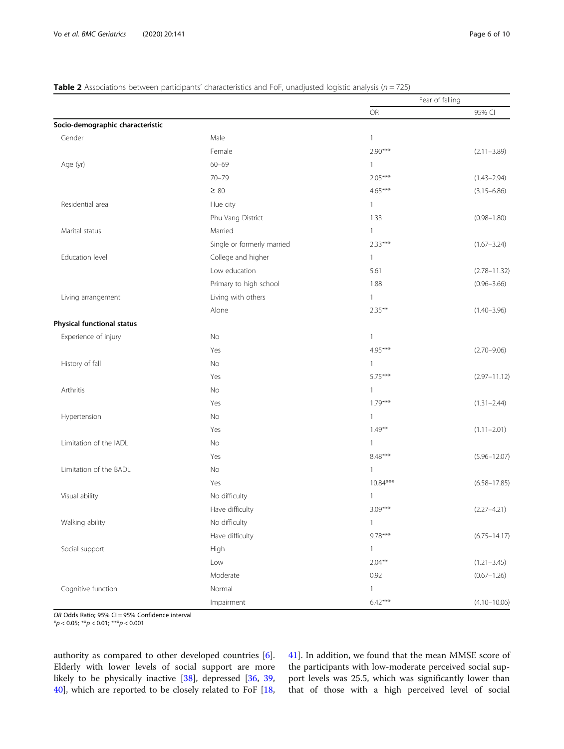**Table 2** Associations between participants' characteristics and FoF, unadjusted logistic analysis ($n = 725$)

| | | Fear of falling | |
|---|---|---|---|
| | | OR | 95% CI |
| **Socio-demographic characteristic** | | | |
| Gender | Male | 1 | |
| | Female | 2.90*** | (2.11–3.89) |
| Age (yr) | 60–69 | 1 | |
| | 70–79 | 2.05*** | (1.43–2.94) |
| | ≥ 80 | 4.65*** | (3.15–6.86) |
| Residential area | Hue city | 1 | |
| | Phu Vang District | 1.33 | (0.98–1.80) |
| Marital status | Married | 1 | |
| | Single or formerly married | 2.33*** | (1.67–3.24) |
| Education level | College and higher | 1 | |
| | Low education | 5.61 | (2.78–11.32) |
| | Primary to high school | 1.88 | (0.96–3.66) |
| Living arrangement | Living with others | 1 | |
| | Alone | 2.35** | (1.40–3.96) |
| **Physical functional status** | | | |
| Experience of injury | No | 1 | |
| | Yes | 4.95*** | (2.70–9.06) |
| History of fall | No | 1 | |
| | Yes | 5.75*** | (2.97–11.12) |
| Arthritis | No | 1 | |
| | Yes | 1.79*** | (1.31–2.44) |
| Hypertension | No | 1 | |
| | Yes | 1.49** | (1.11–2.01) |
| Limitation of the IADL | No | 1 | |
| | Yes | 8.48*** | (5.96–12.07) |
| Limitation of the BADL | No | 1 | |
| | Yes | 10.84*** | (6.58–17.85) |
| Visual ability | No difficulty | 1 | |
| | Have difficulty | 3.09*** | (2.27–4.21) |
| Walking ability | No difficulty | 1 | |
| | Have difficulty | 9.78*** | (6.75–14.17) |
| Social support | High | 1 | |
| | Low | 2.04** | (1.21–3.45) |
| | Moderate | 0.92 | (0.67–1.26) |
| Cognitive function | Normal | 1 | |
| | Impairment | 6.42*** | (4.10–10.06) |

*OR* Odds Ratio; 95% CI = 95% Confidence interval
*$p < 0.05$; **$p < 0.01$; ***$p < 0.001$

authority as compared to other developed countries [6]. Elderly with lower levels of social support are more likely to be physically inactive [38], depressed [36, 39, 40], which are reported to be closely related to FoF [18, 41]. In addition, we found that the mean MMSE score of the participants with low-moderate perceived social support levels was 25.5, which was significantly lower than that of those with a high perceived level of social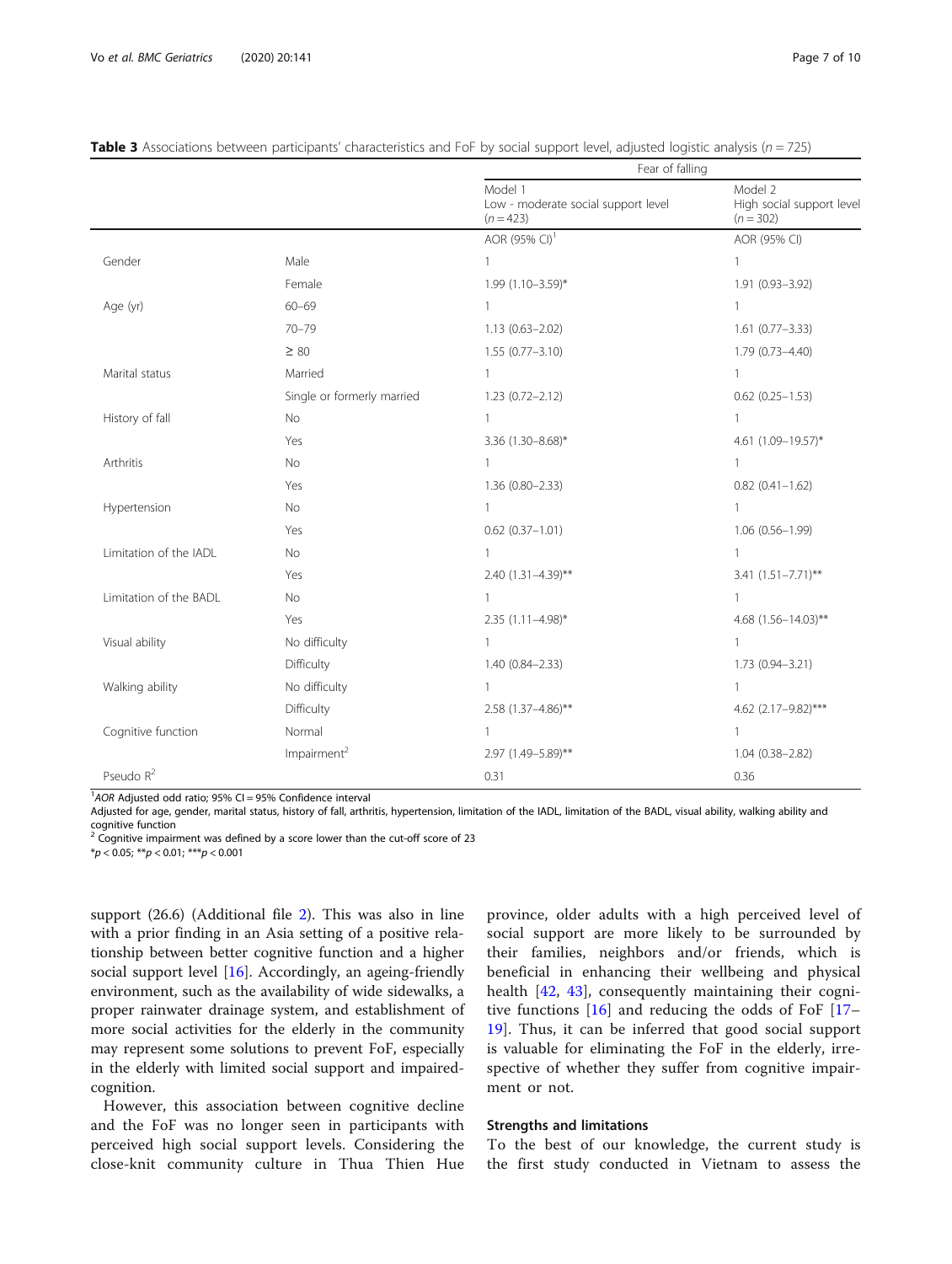**Table 3** Associations between participants' characteristics and FoF by social support level, adjusted logistic analysis ($n = 725$)

| | | Fear of falling | |
|---|---|---|---|
| | | Model 1<br>Low - moderate social support level<br>($n = 423$) | Model 2<br>High social support level<br>($n = 302$) |
| | | AOR (95% CI)[1] | AOR (95% CI) |
| Gender | Male | 1 | 1 |
| | Female | 1.99 (1.10–3.59)* | 1.91 (0.93–3.92) |
| Age (yr) | 60–69 | 1 | 1 |
| | 70–79 | 1.13 (0.63–2.02) | 1.61 (0.77–3.33) |
| | ≥ 80 | 1.55 (0.77–3.10) | 1.79 (0.73–4.40) |
| Marital status | Married | 1 | 1 |
| | Single or formerly married | 1.23 (0.72–2.12) | 0.62 (0.25–1.53) |
| History of fall | No | 1 | 1 |
| | Yes | 3.36 (1.30–8.68)* | 4.61 (1.09–19.57)* |
| Arthritis | No | 1 | 1 |
| | Yes | 1.36 (0.80–2.33) | 0.82 (0.41–1.62) |
| Hypertension | No | 1 | 1 |
| | Yes | 0.62 (0.37–1.01) | 1.06 (0.56–1.99) |
| Limitation of the IADL | No | 1 | 1 |
| | Yes | 2.40 (1.31–4.39)** | 3.41 (1.51–7.71)** |
| Limitation of the BADL | No | 1 | 1 |
| | Yes | 2.35 (1.11–4.98)* | 4.68 (1.56–14.03)** |
| Visual ability | No difficulty | 1 | 1 |
| | Difficulty | 1.40 (0.84–2.33) | 1.73 (0.94–3.21) |
| Walking ability | No difficulty | 1 | 1 |
| | Difficulty | 2.58 (1.37–4.86)** | 4.62 (2.17–9.82)*** |
| Cognitive function | Normal | 1 | 1 |
| | Impairment[2] | 2.97 (1.49–5.89)** | 1.04 (0.38–2.82) |
| Pseudo $R^2$ | | 0.31 | 0.36 |

[1] *AOR* Adjusted odd ratio; 95% CI = 95% Confidence interval

Adjusted for age, gender, marital status, history of fall, arthritis, hypertension, limitation of the IADL, limitation of the BADL, visual ability, walking ability and cognitive function

[2] Cognitive impairment was defined by a score lower than the cut-off score of 23

*$p < 0.05$; **$p < 0.01$; ***$p < 0.001$

support (26.6) (Additional file 2). This was also in line with a prior finding in an Asia setting of a positive relationship between better cognitive function and a higher social support level [16]. Accordingly, an ageing-friendly environment, such as the availability of wide sidewalks, a proper rainwater drainage system, and establishment of more social activities for the elderly in the community may represent some solutions to prevent FoF, especially in the elderly with limited social support and impaired-cognition.

However, this association between cognitive decline and the FoF was no longer seen in participants with perceived high social support levels. Considering the close-knit community culture in Thua Thien Hue province, older adults with a high perceived level of social support are more likely to be surrounded by their families, neighbors and/or friends, which is beneficial in enhancing their wellbeing and physical health [42, 43], consequently maintaining their cognitive functions [16] and reducing the odds of FoF [17–19]. Thus, it can be inferred that good social support is valuable for eliminating the FoF in the elderly, irrespective of whether they suffer from cognitive impairment or not.

### Strengths and limitations

To the best of our knowledge, the current study is the first study conducted in Vietnam to assess the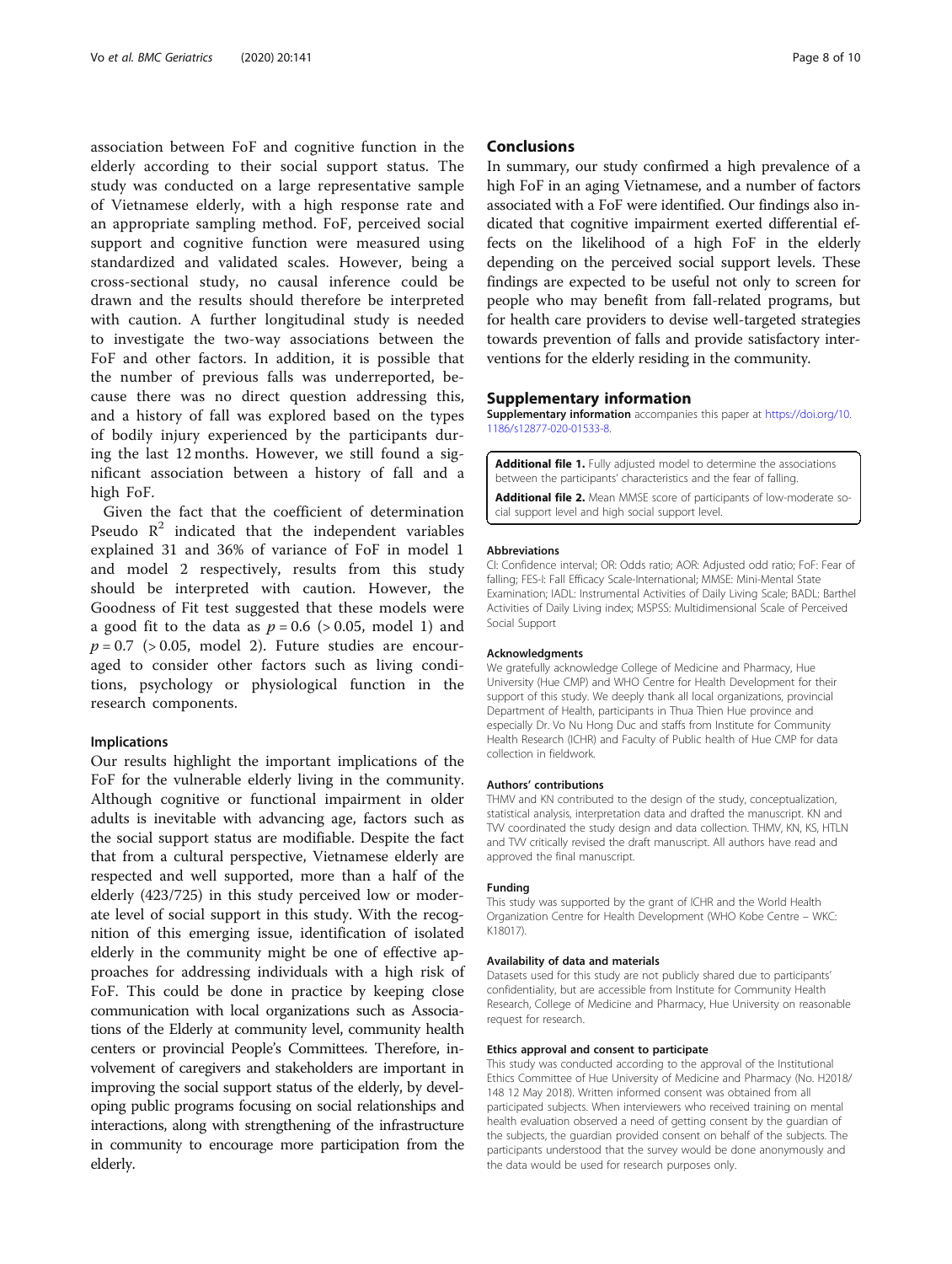association between FoF and cognitive function in the elderly according to their social support status. The study was conducted on a large representative sample of Vietnamese elderly, with a high response rate and an appropriate sampling method. FoF, perceived social support and cognitive function were measured using standardized and validated scales. However, being a cross-sectional study, no causal inference could be drawn and the results should therefore be interpreted with caution. A further longitudinal study is needed to investigate the two-way associations between the FoF and other factors. In addition, it is possible that the number of previous falls was underreported, because there was no direct question addressing this, and a history of fall was explored based on the types of bodily injury experienced by the participants during the last 12 months. However, we still found a significant association between a history of fall and a high FoF.

Given the fact that the coefficient of determination Pseudo $R^2$ indicated that the independent variables explained 31 and 36% of variance of FoF in model 1 and model 2 respectively, results from this study should be interpreted with caution. However, the Goodness of Fit test suggested that these models were a good fit to the data as $p = 0.6$ (> 0.05, model 1) and $p = 0.7$ (> 0.05, model 2). Future studies are encouraged to consider other factors such as living conditions, psychology or physiological function in the research components.

### Implications

Our results highlight the important implications of the FoF for the vulnerable elderly living in the community. Although cognitive or functional impairment in older adults is inevitable with advancing age, factors such as the social support status are modifiable. Despite the fact that from a cultural perspective, Vietnamese elderly are respected and well supported, more than a half of the elderly (423/725) in this study perceived low or moderate level of social support in this study. With the recognition of this emerging issue, identification of isolated elderly in the community might be one of effective approaches for addressing individuals with a high risk of FoF. This could be done in practice by keeping close communication with local organizations such as Associations of the Elderly at community level, community health centers or provincial People's Committees. Therefore, involvement of caregivers and stakeholders are important in improving the social support status of the elderly, by developing public programs focusing on social relationships and interactions, along with strengthening of the infrastructure in community to encourage more participation from the elderly.

## Conclusions

In summary, our study confirmed a high prevalence of a high FoF in an aging Vietnamese, and a number of factors associated with a FoF were identified. Our findings also indicated that cognitive impairment exerted differential effects on the likelihood of a high FoF in the elderly depending on the perceived social support levels. These findings are expected to be useful not only to screen for people who may benefit from fall-related programs, but for health care providers to devise well-targeted strategies towards prevention of falls and provide satisfactory interventions for the elderly residing in the community.

## Supplementary information

**Supplementary information** accompanies this paper at https://doi.org/10.1186/s12877-020-01533-8.

**Additional file 1.** Fully adjusted model to determine the associations between the participants' characteristics and the fear of falling.

**Additional file 2.** Mean MMSE score of participants of low-moderate social support level and high social support level.

#### Abbreviations

CI: Confidence interval; OR: Odds ratio; AOR: Adjusted odd ratio; FoF: Fear of falling; FES-I: Fall Efficacy Scale-International; MMSE: Mini-Mental State Examination; IADL: Instrumental Activities of Daily Living Scale; BADL: Barthel Activities of Daily Living index; MSPSS: Multidimensional Scale of Perceived Social Support

#### Acknowledgments

We gratefully acknowledge College of Medicine and Pharmacy, Hue University (Hue CMP) and WHO Centre for Health Development for their support of this study. We deeply thank all local organizations, provincial Department of Health, participants in Thua Thien Hue province and especially Dr. Vo Nu Hong Duc and staffs from Institute for Community Health Research (ICHR) and Faculty of Public health of Hue CMP for data collection in fieldwork.

#### Authors' contributions

THMV and KN contributed to the design of the study, conceptualization, statistical analysis, interpretation data and drafted the manuscript. KN and TVV coordinated the study design and data collection. THMV, KN, KS, HTLN and TVV critically revised the draft manuscript. All authors have read and approved the final manuscript.

#### Funding

This study was supported by the grant of ICHR and the World Health Organization Centre for Health Development (WHO Kobe Centre – WKC: K18017).

#### Availability of data and materials

Datasets used for this study are not publicly shared due to participants' confidentiality, but are accessible from Institute for Community Health Research, College of Medicine and Pharmacy, Hue University on reasonable request for research.

#### Ethics approval and consent to participate

This study was conducted according to the approval of the Institutional Ethics Committee of Hue University of Medicine and Pharmacy (No. H2018/148 12 May 2018). Written informed consent was obtained from all participated subjects. When interviewers who received training on mental health evaluation observed a need of getting consent by the guardian of the subjects, the guardian provided consent on behalf of the subjects. The participants understood that the survey would be done anonymously and the data would be used for research purposes only.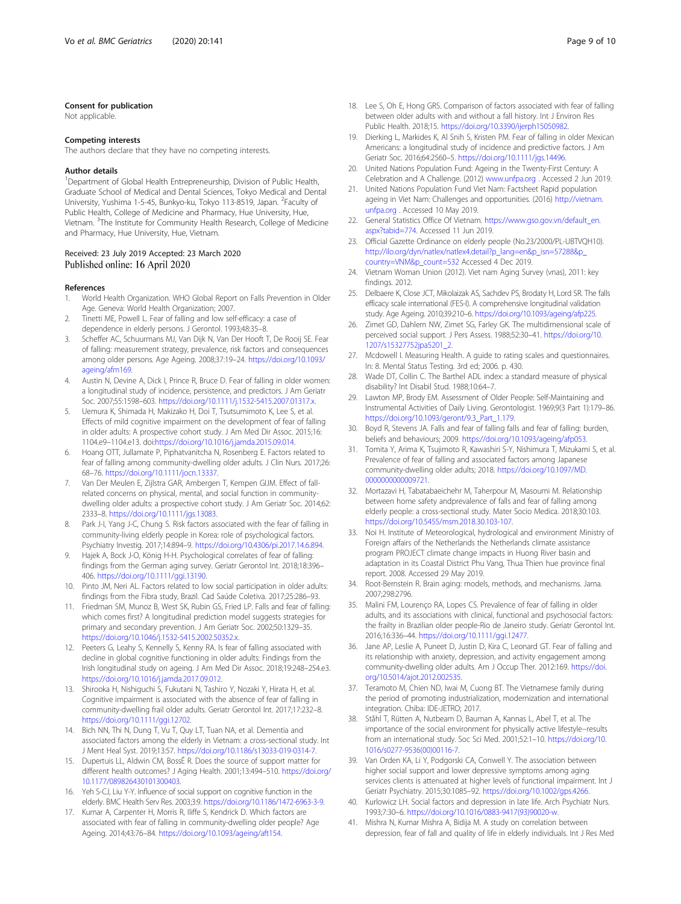### Consent for publication

Not applicable.

### Competing interests

The authors declare that they have no competing interests.

### Author details

[1]Department of Global Health Entrepreneurship, Division of Public Health, Graduate School of Medical and Dental Sciences, Tokyo Medical and Dental University, Yushima 1-5-45, Bunkyo-ku, Tokyo 113-8519, Japan. [2]Faculty of Public Health, College of Medicine and Pharmacy, Hue University, Hue, Vietnam. [3]The Institute for Community Health Research, College of Medicine and Pharmacy, Hue University, Hue, Vietnam.

Received: 23 July 2019 Accepted: 23 March 2020
Published online: 16 April 2020

### References

1. World Health Organization. WHO Global Report on Falls Prevention in Older Age. Geneva: World Health Organization; 2007.
2. Tinetti ME, Powell L. Fear of falling and low self-efficacy: a case of dependence in elderly persons. J Gerontol. 1993;48:35–8.
3. Scheffer AC, Schuurmans MJ, Van Dijk N, Van Der Hooft T, De Rooij SE. Fear of falling: measurement strategy, prevalence, risk factors and consequences among older persons. Age Ageing. 2008;37:19–24. https://doi.org/10.1093/ageing/afm169.
4. Austin N, Devine A, Dick I, Prince R, Bruce D. Fear of falling in older women: a longitudinal study of incidence, persistence, and predictors. J Am Geriatr Soc. 2007;55:1598–603. https://doi.org/10.1111/j.1532-5415.2007.01317.x.
5. Uemura K, Shimada H, Makizako H, Doi T, Tsutsumimoto K, Lee S, et al. Effects of mild cognitive impairment on the development of fear of falling in older adults: A prospective cohort study. J Am Med Dir Assoc. 2015;16:1104.e9–1104.e13. doi:https://doi.org/10.1016/j.jamda.2015.09.014.
6. Hoang OTT, Jullamate P, Piphatvanitcha N, Rosenberg E. Factors related to fear of falling among community-dwelling older adults. J Clin Nurs. 2017;26:68–76. https://doi.org/10.1111/jocn.13337.
7. Van Der Meulen E, Zijlstra GAR, Ambergen T, Kempen GIJM. Effect of fall-related concerns on physical, mental, and social function in community-dwelling older adults: a prospective cohort study. J Am Geriatr Soc. 2014;62:2333–8. https://doi.org/10.1111/jgs.13083.
8. Park J-I, Yang J-C, Chung S. Risk factors associated with the fear of falling in community-living elderly people in Korea: role of psychological factors. Psychiatry Investig. 2017;14:894–9. https://doi.org/10.4306/pi.2017.14.6.894.
9. Hajek A, Bock J-O, König H-H. Psychological correlates of fear of falling: findings from the German aging survey. Geriatr Gerontol Int. 2018;18:396–406. https://doi.org/10.1111/ggi.13190.
10. Pinto JM, Neri AL. Factors related to low social participation in older adults: findings from the Fibra study, Brazil. Cad Saúde Coletiva. 2017;25:286–93.
11. Friedman SM, Munoz B, West SK, Rubin GS, Fried LP. Falls and fear of falling: which comes first? A longitudinal prediction model suggests strategies for primary and secondary prevention. J Am Geriatr Soc. 2002;50:1329–35. https://doi.org/10.1046/j.1532-5415.2002.50352.x.
12. Peeters G, Leahy S, Kennelly S, Kenny RA. Is fear of falling associated with decline in global cognitive functioning in older adults: Findings from the Irish longitudinal study on ageing. J Am Med Dir Assoc. 2018;19:248–254.e3. https://doi.org/10.1016/j.jamda.2017.09.012.
13. Shirooka H, Nishiguchi S, Fukutani N, Tashiro Y, Nozaki Y, Hirata H, et al. Cognitive impairment is associated with the absence of fear of falling in community-dwelling frail older adults. Geriatr Gerontol Int. 2017;17:232–8. https://doi.org/10.1111/ggi.12702.
14. Bich NN, Thi N, Dung T, Vu T, Quy LT, Tuan NA, et al. Dementia and associated factors among the elderly in Vietnam: a cross-sectional study. Int J Ment Heal Syst. 2019;13:57. https://doi.org/10.1186/s13033-019-0314-7.
15. Dupertuis LL, Aldwin CM, BossÉ R. Does the source of support matter for different health outcomes? J Aging Health. 2001;13:494–510. https://doi.org/10.1177/089826430101300403.
16. Yeh S-CJ, Liu Y-Y. Influence of social support on cognitive function in the elderly. BMC Health Serv Res. 2003;3:9. https://doi.org/10.1186/1472-6963-3-9.
17. Kumar A, Carpenter H, Morris R, Iliffe S, Kendrick D. Which factors are associated with fear of falling in community-dwelling older people? Age Ageing. 2014;43:76–84. https://doi.org/10.1093/ageing/aft154.
18. Lee S, Oh E, Hong GRS. Comparison of factors associated with fear of falling between older adults with and without a fall history. Int J Environ Res Public Health. 2018;15. https://doi.org/10.3390/ijerph15050982.
19. Dierking L, Markides K, Al Snih S, Kristen PM. Fear of falling in older Mexican Americans: a longitudinal study of incidence and predictive factors. J Am Geriatr Soc. 2016;64:2560–5. https://doi.org/10.1111/jgs.14496.
20. United Nations Population Fund: Ageing in the Twenty-First Century: A Celebration and A Challenge. (2012) www.unfpa.org . Accessed 2 Jun 2019.
21. United Nations Population Fund Viet Nam: Factsheet Rapid population ageing in Viet Nam: Challenges and opportunities. (2016) http://vietnam.unfpa.org . Accessed 10 May 2019.
22. General Statistics Office Of Vietnam. https://www.gso.gov.vn/default_en.aspx?tabid=774. Accessed 11 Jun 2019.
23. Official Gazette Ordinance on elderly people (No.23/2000/PL-UBTVQH10). http://ilo.org/dyn/natlex/natlex4.detail?p_lang=en&p_isn=57288&p_country=VNM&p_count=532 Accessed 4 Dec 2019.
24. Vietnam Woman Union (2012). Viet nam Aging Survey (vnas), 2011: key findings. 2012.
25. Delbaere K, Close JCT, Mikolaizak AS, Sachdev PS, Brodaty H, Lord SR. The falls efficacy scale international (FES-I). A comprehensive longitudinal validation study. Age Ageing. 2010;39:210–6. https://doi.org/10.1093/ageing/afp225.
26. Zimet GD, Dahlem NW, Zimet SG, Farley GK. The multidimensional scale of perceived social support. J Pers Assess. 1988;52:30–41. https://doi.org/10.1207/s15327752jpa5201_2.
27. Mcdowell I. Measuring Health. A guide to rating scales and questionnaires. In: 8. Mental Status Testing. 3rd ed; 2006. p. 430.
28. Wade DT, Collin C. The Barthel ADL index: a standard measure of physical disability? Int Disabil Stud. 1988;10:64–7.
29. Lawton MP, Brody EM. Assessment of Older People: Self-Maintaining and Instrumental Activities of Daily Living. Gerontologist. 1969;9(3 Part 1):179–86. https://doi.org/10.1093/geront/9.3_Part_1.179.
30. Boyd R, Stevens JA. Falls and fear of falling falls and fear of falling: burden, beliefs and behaviours; 2009. https://doi.org/10.1093/ageing/afp053.
31. Tomita Y, Arima K, Tsujimoto R, Kawashiri S-Y, Nishimura T, Mizukami S, et al. Prevalence of fear of falling and associated factors among Japanese community-dwelling older adults; 2018. https://doi.org/10.1097/MD.0000000000009721.
32. Mortazavi H, Tabatabaeichehr M, Taherpour M, Masoumi M. Relationship between home safety andprevalence of falls and fear of falling among elderly people: a cross-sectional study. Mater Socio Medica. 2018;30:103. https://doi.org/10.5455/msm.2018.30.103-107.
33. Noi H. Institute of Meteorological, hydrological and environment Ministry of Foreign affairs of the Netherlands the Netherlands climate assistance program PROJECT climate change impacts in Huong River basin and adaptation in its Coastal District Phu Vang, Thua Thien hue province final report. 2008. Accessed 29 May 2019.
34. Root-Bernstein R. Brain aging: models, methods, and mechanisms. Jama. 2007;298:2796.
35. Malini FM, Lourenço RA, Lopes CS. Prevalence of fear of falling in older adults, and its associations with clinical, functional and psychosocial factors: the frailty in Brazilian older people-Rio de Janeiro study. Geriatr Gerontol Int. 2016;16:336–44. https://doi.org/10.1111/ggi.12477.
36. Jane AP, Leslie A, Puneet D, Justin D, Kira C, Leonard GT. Fear of falling and its relationship with anxiety, depression, and activity engagement among community-dwelling older adults. Am J Occup Ther. 2012:169. https://doi.org/10.5014/ajot.2012.002535.
37. Teramoto M, Chien ND, Iwai M, Cuong BT. The Vietnamese family during the period of promoting industrialization, modernization and international integration. Chiba: IDE-JETRO; 2017.
38. Ståhl T, Rütten A, Nutbeam D, Bauman A, Kannas L, Abel T, et al. The importance of the social environment for physically active lifestyle--results from an international study. Soc Sci Med. 2001;52:1–10. https://doi.org/10.1016/s0277-9536(00)00116-7.
39. Van Orden KA, Li Y, Podgorski CA, Conwell Y. The association between higher social support and lower depressive symptoms among aging services clients is attenuated at higher levels of functional impairment. Int J Geriatr Psychiatry. 2015;30:1085–92. https://doi.org/10.1002/gps.4266.
40. Kurlowicz LH. Social factors and depression in late life. Arch Psychiatr Nurs. 1993;7:30–6. https://doi.org/10.1016/0883-9417(93)90020-w.
41. Mishra N, Kumar Mishra A, Bidija M. A study on correlation between depression, fear of fall and quality of life in elderly individuals. Int J Res Med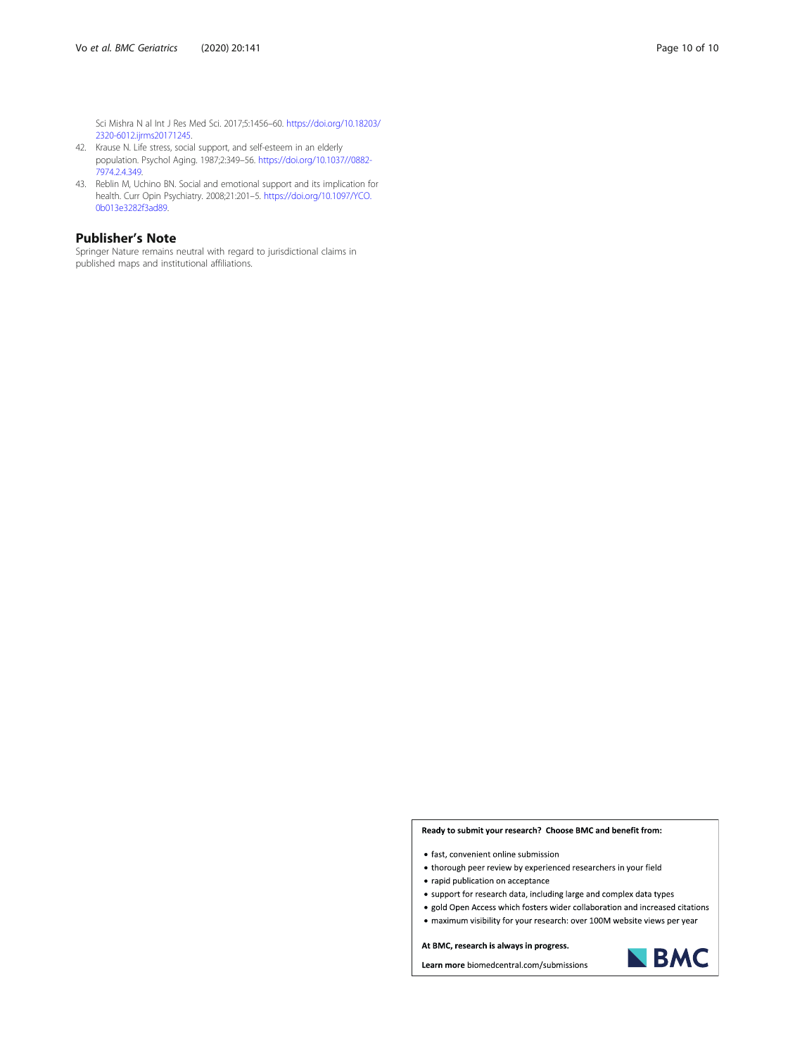Sci Mishra N al Int J Res Med Sci. 2017;5:1456–60. https://doi.org/10.18203/2320-6012.ijrms20171245.

42. Krause N. Life stress, social support, and self-esteem in an elderly population. Psychol Aging. 1987;2:349–56. https://doi.org/10.1037//0882-7974.2.4.349.
43. Reblin M, Uchino BN. Social and emotional support and its implication for health. Curr Opin Psychiatry. 2008;21:201–5. https://doi.org/10.1097/YCO.0b013e3282f3ad89.

## Publisher's Note

Springer Nature remains neutral with regard to jurisdictional claims in published maps and institutional affiliations.

**Ready to submit your research? Choose BMC and benefit from:**

- fast, convenient online submission
- thorough peer review by experienced researchers in your field
- rapid publication on acceptance
- support for research data, including large and complex data types
- gold Open Access which fosters wider collaboration and increased citations
- maximum visibility for your research: over 100M website views per year

**At BMC, research is always in progress.**

**Learn more** biomedcentral.com/submissions

BMC